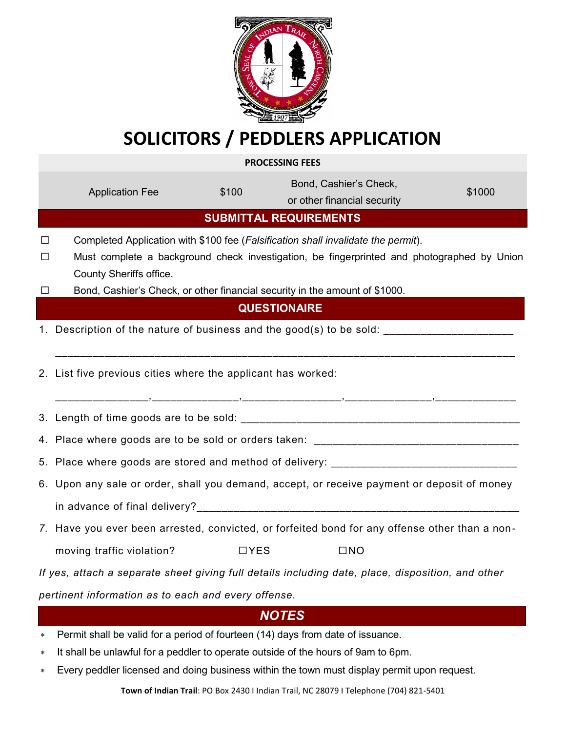# SOLICITORS / PEDDLERS APPLICATION

| PROCESSING FEES | | | |
|---|---|---|---|
| Application Fee | $100 | Bond, Cashier's Check, or other financial security | $1000 |

## SUBMITTAL REQUIREMENTS

- ☐ Completed Application with $100 fee (*Falsification shall invalidate the permit*).
- ☐ Must complete a background check investigation, be fingerprinted and photographed by Union County Sheriffs office.
- ☐ Bond, Cashier's Check, or other financial security in the amount of $1000.

## QUESTIONAIRE

1. Description of the nature of business and the good(s) to be sold: ______________________

   ___________________________________________________________________________

2. List five previous cities where the applicant has worked:

   _______________,_______________,_________________,_______________,______________

3. Length of time goods are to be sold: ________________________________________________

4. Place where goods are to be sold or orders taken: __________________________________

5. Place where goods are stored and method of delivery: ________________________________

6. Upon any sale or order, shall you demand, accept, or receive payment or deposit of money in advance of final delivery?________________________________________________________

7. Have you ever been arrested, convicted, or forfeited bond for any offense other than a non-moving traffic violation? ☐YES ☐NO

*If yes, attach a separate sheet giving full details including date, place, disposition, and other pertinent information as to each and every offense.*

## *NOTES*

- Permit shall be valid for a period of fourteen (14) days from date of issuance.
- It shall be unlawful for a peddler to operate outside of the hours of 9am to 6pm.
- Every peddler licensed and doing business within the town must display permit upon request.

**Town of Indian Trail**: PO Box 2430 I Indian Trail, NC 28079 I Telephone (704) 821-5401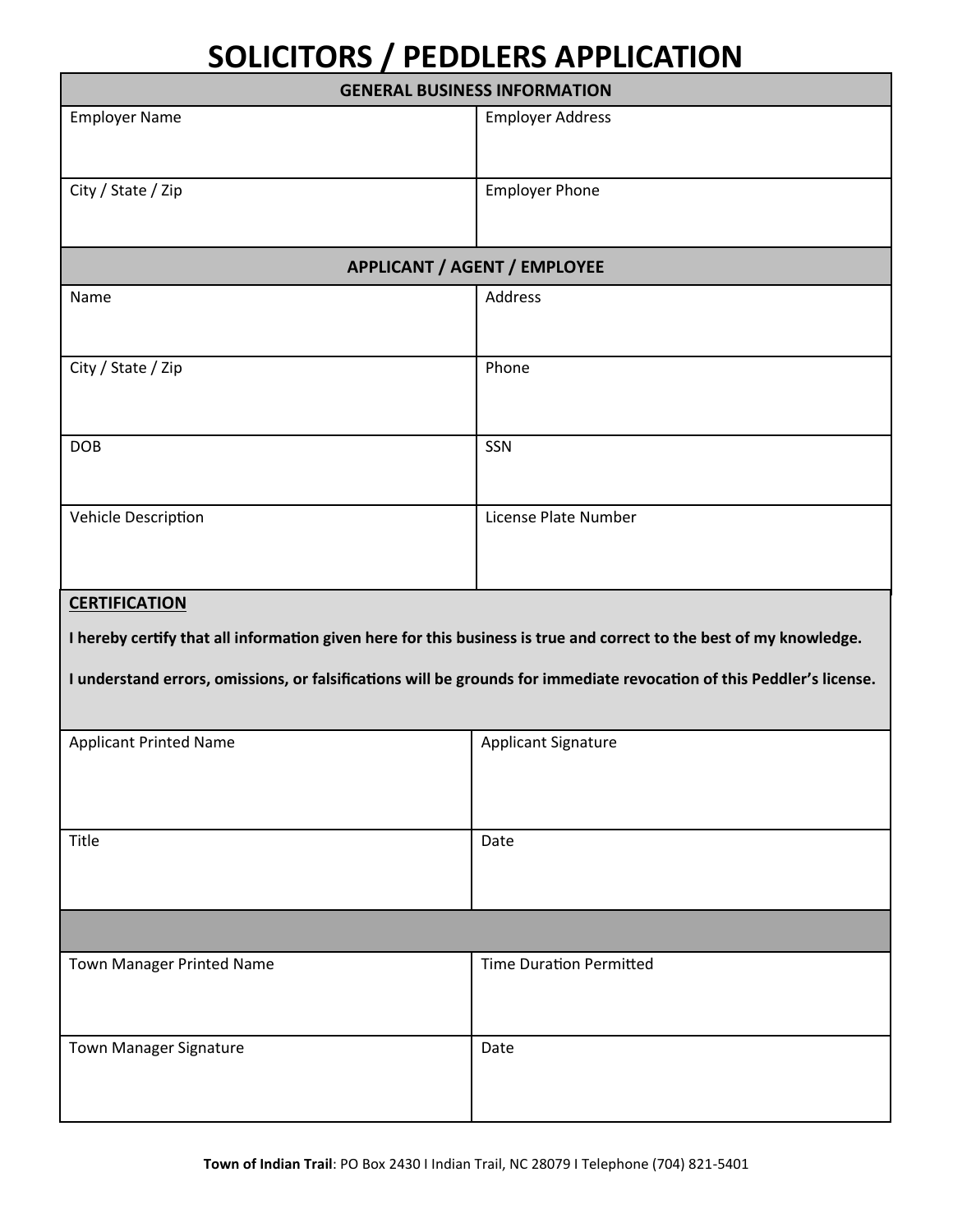# SOLICITORS / PEDDLERS APPLICATION

| GENERAL BUSINESS INFORMATION | |
|---|---|
| Employer Name | Employer Address |
| City / State / Zip | Employer Phone |

| APPLICANT / AGENT / EMPLOYEE | |
|---|---|
| Name | Address |
| City / State / Zip | Phone |
| DOB | SSN |
| Vehicle Description | License Plate Number |

**CERTIFICATION**

**I hereby certify that all information given here for this business is true and correct to the best of my knowledge.**

**I understand errors, omissions, or falsifications will be grounds for immediate revocation of this Peddler's license.**

| | |
|---|---|
| Applicant Printed Name | Applicant Signature |
| Title | Date |

| | |
|---|---|
| Town Manager Printed Name | Time Duration Permitted |
| Town Manager Signature | Date |

**Town of Indian Trail**: PO Box 2430 I Indian Trail, NC 28079 I Telephone (704) 821-5401